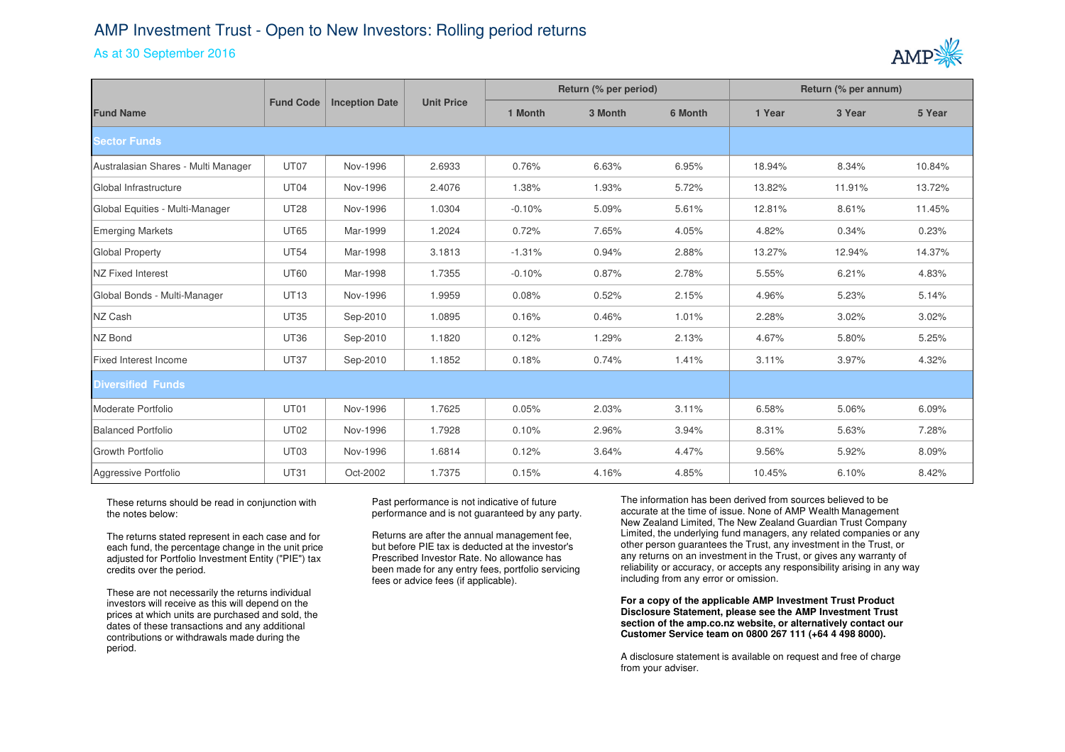# AMP Investment Trust - Open to New Investors: Rolling period returns

As at 30 September 2016

| Fund Name | Fund Code | Inception Date | Unit Price | Return (% per period) | | | Return (% per annum) | | |
|---|---|---|---|---|---|---|---|---|---|
| | | | | 1 Month | 3 Month | 6 Month | 1 Year | 3 Year | 5 Year |
| **Sector Funds** | | | | | | | | | |
| Australasian Shares - Multi Manager | UT07 | Nov-1996 | 2.6933 | 0.76% | 6.63% | 6.95% | 18.94% | 8.34% | 10.84% |
| Global Infrastructure | UT04 | Nov-1996 | 2.4076 | 1.38% | 1.93% | 5.72% | 13.82% | 11.91% | 13.72% |
| Global Equities - Multi-Manager | UT28 | Nov-1996 | 1.0304 | -0.10% | 5.09% | 5.61% | 12.81% | 8.61% | 11.45% |
| Emerging Markets | UT65 | Mar-1999 | 1.2024 | 0.72% | 7.65% | 4.05% | 4.82% | 0.34% | 0.23% |
| Global Property | UT54 | Mar-1998 | 3.1813 | -1.31% | 0.94% | 2.88% | 13.27% | 12.94% | 14.37% |
| NZ Fixed Interest | UT60 | Mar-1998 | 1.7355 | -0.10% | 0.87% | 2.78% | 5.55% | 6.21% | 4.83% |
| Global Bonds - Multi-Manager | UT13 | Nov-1996 | 1.9959 | 0.08% | 0.52% | 2.15% | 4.96% | 5.23% | 5.14% |
| NZ Cash | UT35 | Sep-2010 | 1.0895 | 0.16% | 0.46% | 1.01% | 2.28% | 3.02% | 3.02% |
| NZ Bond | UT36 | Sep-2010 | 1.1820 | 0.12% | 1.29% | 2.13% | 4.67% | 5.80% | 5.25% |
| Fixed Interest Income | UT37 | Sep-2010 | 1.1852 | 0.18% | 0.74% | 1.41% | 3.11% | 3.97% | 4.32% |
| **Diversified Funds** | | | | | | | | | |
| Moderate Portfolio | UT01 | Nov-1996 | 1.7625 | 0.05% | 2.03% | 3.11% | 6.58% | 5.06% | 6.09% |
| Balanced Portfolio | UT02 | Nov-1996 | 1.7928 | 0.10% | 2.96% | 3.94% | 8.31% | 5.63% | 7.28% |
| Growth Portfolio | UT03 | Nov-1996 | 1.6814 | 0.12% | 3.64% | 4.47% | 9.56% | 5.92% | 8.09% |
| Aggressive Portfolio | UT31 | Oct-2002 | 1.7375 | 0.15% | 4.16% | 4.85% | 10.45% | 6.10% | 8.42% |

These returns should be read in conjunction with the notes below:

The returns stated represent in each case and for each fund, the percentage change in the unit price adjusted for Portfolio Investment Entity ("PIE") tax credits over the period.

These are not necessarily the returns individual investors will receive as this will depend on the prices at which units are purchased and sold, the dates of these transactions and any additional contributions or withdrawals made during the period.

Past performance is not indicative of future performance and is not guaranteed by any party.

Returns are after the annual management fee, but before PIE tax is deducted at the investor's Prescribed Investor Rate. No allowance has been made for any entry fees, portfolio servicing fees or advice fees (if applicable).

The information has been derived from sources believed to be accurate at the time of issue. None of AMP Wealth Management New Zealand Limited, The New Zealand Guardian Trust Company Limited, the underlying fund managers, any related companies or any other person guarantees the Trust, any investment in the Trust, or any returns on an investment in the Trust, or gives any warranty of reliability or accuracy, or accepts any responsibility arising in any way including from any error or omission.

**For a copy of the applicable AMP Investment Trust Product Disclosure Statement, please see the AMP Investment Trust section of the amp.co.nz website, or alternatively contact our Customer Service team on 0800 267 111 (+64 4 498 8000).**

A disclosure statement is available on request and free of charge from your adviser.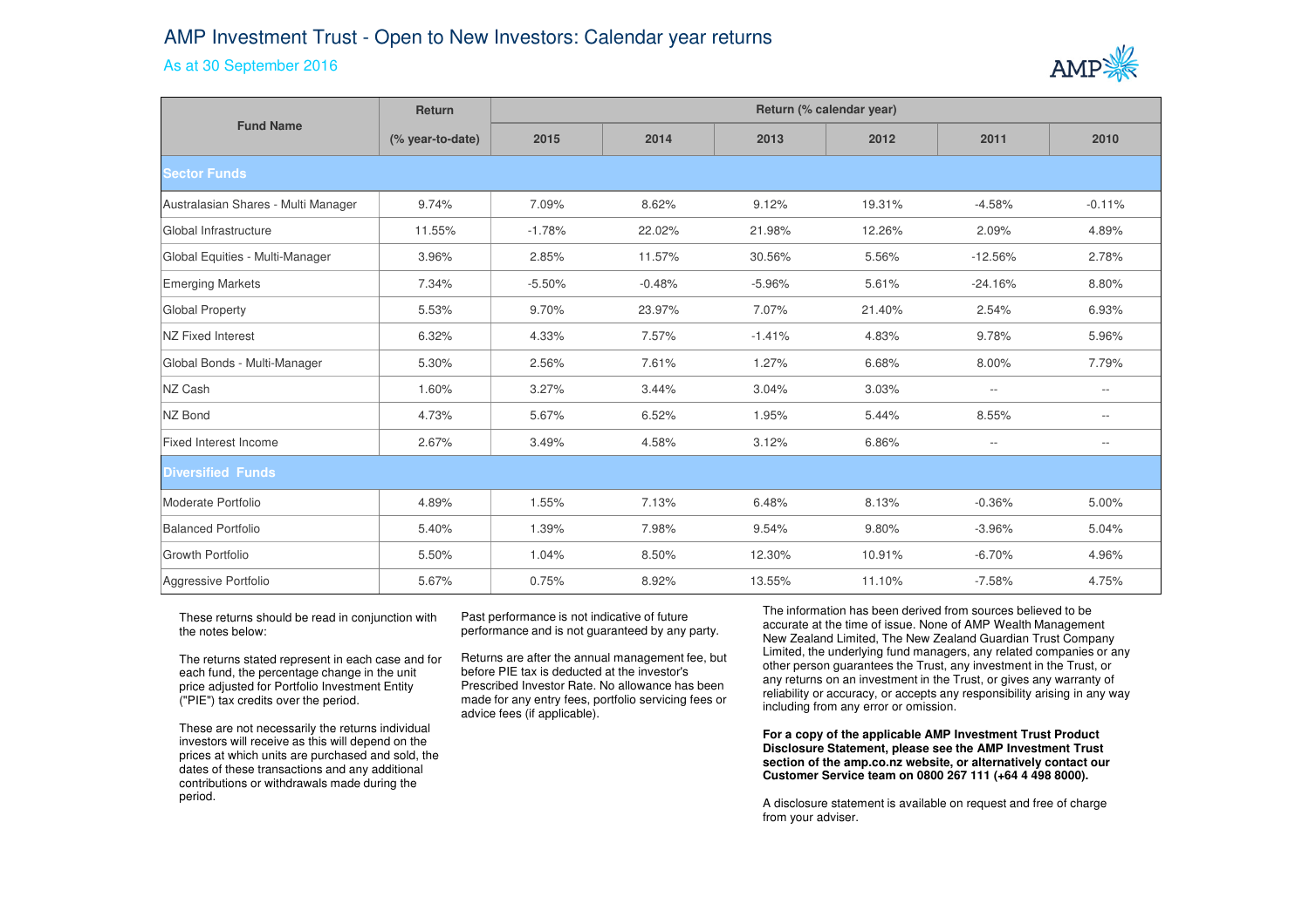# AMP Investment Trust - Open to New Investors: Calendar year returns

As at 30 September 2016

| Fund Name | Return (% year-to-date) | Return (% calendar year) | | | | | |
|---|---|---|---|---|---|---|---|
| | | 2015 | 2014 | 2013 | 2012 | 2011 | 2010 |
| **Sector Funds** | | | | | | | |
| Australasian Shares - Multi Manager | 9.74% | 7.09% | 8.62% | 9.12% | 19.31% | -4.58% | -0.11% |
| Global Infrastructure | 11.55% | -1.78% | 22.02% | 21.98% | 12.26% | 2.09% | 4.89% |
| Global Equities - Multi-Manager | 3.96% | 2.85% | 11.57% | 30.56% | 5.56% | -12.56% | 2.78% |
| Emerging Markets | 7.34% | -5.50% | -0.48% | -5.96% | 5.61% | -24.16% | 8.80% |
| Global Property | 5.53% | 9.70% | 23.97% | 7.07% | 21.40% | 2.54% | 6.93% |
| NZ Fixed Interest | 6.32% | 4.33% | 7.57% | -1.41% | 4.83% | 9.78% | 5.96% |
| Global Bonds - Multi-Manager | 5.30% | 2.56% | 7.61% | 1.27% | 6.68% | 8.00% | 7.79% |
| NZ Cash | 1.60% | 3.27% | 3.44% | 3.04% | 3.03% | -- | -- |
| NZ Bond | 4.73% | 5.67% | 6.52% | 1.95% | 5.44% | 8.55% | -- |
| Fixed Interest Income | 2.67% | 3.49% | 4.58% | 3.12% | 6.86% | -- | -- |
| **Diversified Funds** | | | | | | | |
| Moderate Portfolio | 4.89% | 1.55% | 7.13% | 6.48% | 8.13% | -0.36% | 5.00% |
| Balanced Portfolio | 5.40% | 1.39% | 7.98% | 9.54% | 9.80% | -3.96% | 5.04% |
| Growth Portfolio | 5.50% | 1.04% | 8.50% | 12.30% | 10.91% | -6.70% | 4.96% |
| Aggressive Portfolio | 5.67% | 0.75% | 8.92% | 13.55% | 11.10% | -7.58% | 4.75% |

These returns should be read in conjunction with the notes below:

The returns stated represent in each case and for each fund, the percentage change in the unit price adjusted for Portfolio Investment Entity ("PIE") tax credits over the period.

These are not necessarily the returns individual investors will receive as this will depend on the prices at which units are purchased and sold, the dates of these transactions and any additional contributions or withdrawals made during the period.

Past performance is not indicative of future performance and is not guaranteed by any party.

Returns are after the annual management fee, but before PIE tax is deducted at the investor's Prescribed Investor Rate. No allowance has been made for any entry fees, portfolio servicing fees or advice fees (if applicable).

The information has been derived from sources believed to be accurate at the time of issue. None of AMP Wealth Management New Zealand Limited, The New Zealand Guardian Trust Company Limited, the underlying fund managers, any related companies or any other person guarantees the Trust, any investment in the Trust, or any returns on an investment in the Trust, or gives any warranty of reliability or accuracy, or accepts any responsibility arising in any way including from any error or omission.

**For a copy of the applicable AMP Investment Trust Product Disclosure Statement, please see the AMP Investment Trust section of the amp.co.nz website, or alternatively contact our Customer Service team on 0800 267 111 (+64 4 498 8000).**

A disclosure statement is available on request and free of charge from your adviser.